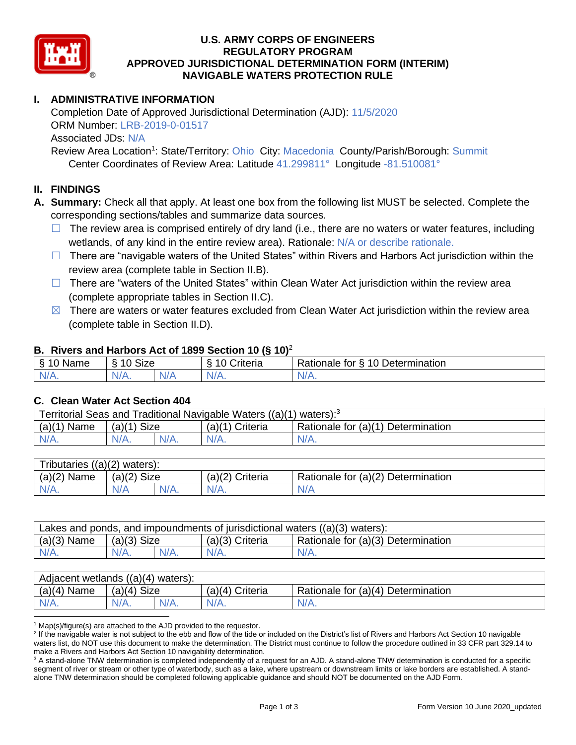# U.S. ARMY CORPS OF ENGINEERS
# REGULATORY PROGRAM
# APPROVED JURISDICTIONAL DETERMINATION FORM (INTERIM)
# NAVIGABLE WATERS PROTECTION RULE

## I. ADMINISTRATIVE INFORMATION

Completion Date of Approved Jurisdictional Determination (AJD): 11/5/2020
ORM Number: LRB-2019-0-01517
Associated JDs: N/A
Review Area Location[1]: State/Territory: Ohio City: Macedonia County/Parish/Borough: Summit
Center Coordinates of Review Area: Latitude 41.299811° Longitude -81.510081°

## II. FINDINGS

**A. Summary:** Check all that apply. At least one box from the following list MUST be selected. Complete the corresponding sections/tables and summarize data sources.

☐ The review area is comprised entirely of dry land (i.e., there are no waters or water features, including wetlands, of any kind in the entire review area). Rationale: N/A or describe rationale.

☐ There are "navigable waters of the United States" within Rivers and Harbors Act jurisdiction within the review area (complete table in Section II.B).

☐ There are "waters of the United States" within Clean Water Act jurisdiction within the review area (complete appropriate tables in Section II.C).

☒ There are waters or water features excluded from Clean Water Act jurisdiction within the review area (complete table in Section II.D).

**B. Rivers and Harbors Act of 1899 Section 10 (§ 10)**[2]

| § 10 Name | § 10 Size | | § 10 Criteria | Rationale for § 10 Determination |
|---|---|---|---|---|
| N/A. | N/A. | N/A | N/A. | N/A. |

**C. Clean Water Act Section 404**

| Territorial Seas and Traditional Navigable Waters ((a)(1) waters):[3] | | | | |
|---|---|---|---|---|
| (a)(1) Name | (a)(1) Size | | (a)(1) Criteria | Rationale for (a)(1) Determination |
| N/A. | N/A. | N/A. | N/A. | N/A. |

| Tributaries ((a)(2) waters): | | | | |
|---|---|---|---|---|
| (a)(2) Name | (a)(2) Size | | (a)(2) Criteria | Rationale for (a)(2) Determination |
| N/A. | N/A | N/A. | N/A. | N/A |

| Lakes and ponds, and impoundments of jurisdictional waters ((a)(3) waters): | | | | |
|---|---|---|---|---|
| (a)(3) Name | (a)(3) Size | | (a)(3) Criteria | Rationale for (a)(3) Determination |
| N/A. | N/A. | N/A. | N/A. | N/A. |

| Adjacent wetlands ((a)(4) waters): | | | | |
|---|---|---|---|---|
| (a)(4) Name | (a)(4) Size | | (a)(4) Criteria | Rationale for (a)(4) Determination |
| N/A. | N/A. | N/A. | N/A. | N/A. |

[1] Map(s)/figure(s) are attached to the AJD provided to the requestor.

[2] If the navigable water is not subject to the ebb and flow of the tide or included on the District's list of Rivers and Harbors Act Section 10 navigable waters list, do NOT use this document to make the determination. The District must continue to follow the procedure outlined in 33 CFR part 329.14 to make a Rivers and Harbors Act Section 10 navigability determination.

[3] A stand-alone TNW determination is completed independently of a request for an AJD. A stand-alone TNW determination is conducted for a specific segment of river or stream or other type of waterbody, such as a lake, where upstream or downstream limits or lake borders are established. A stand-alone TNW determination should be completed following applicable guidance and should NOT be documented on the AJD Form.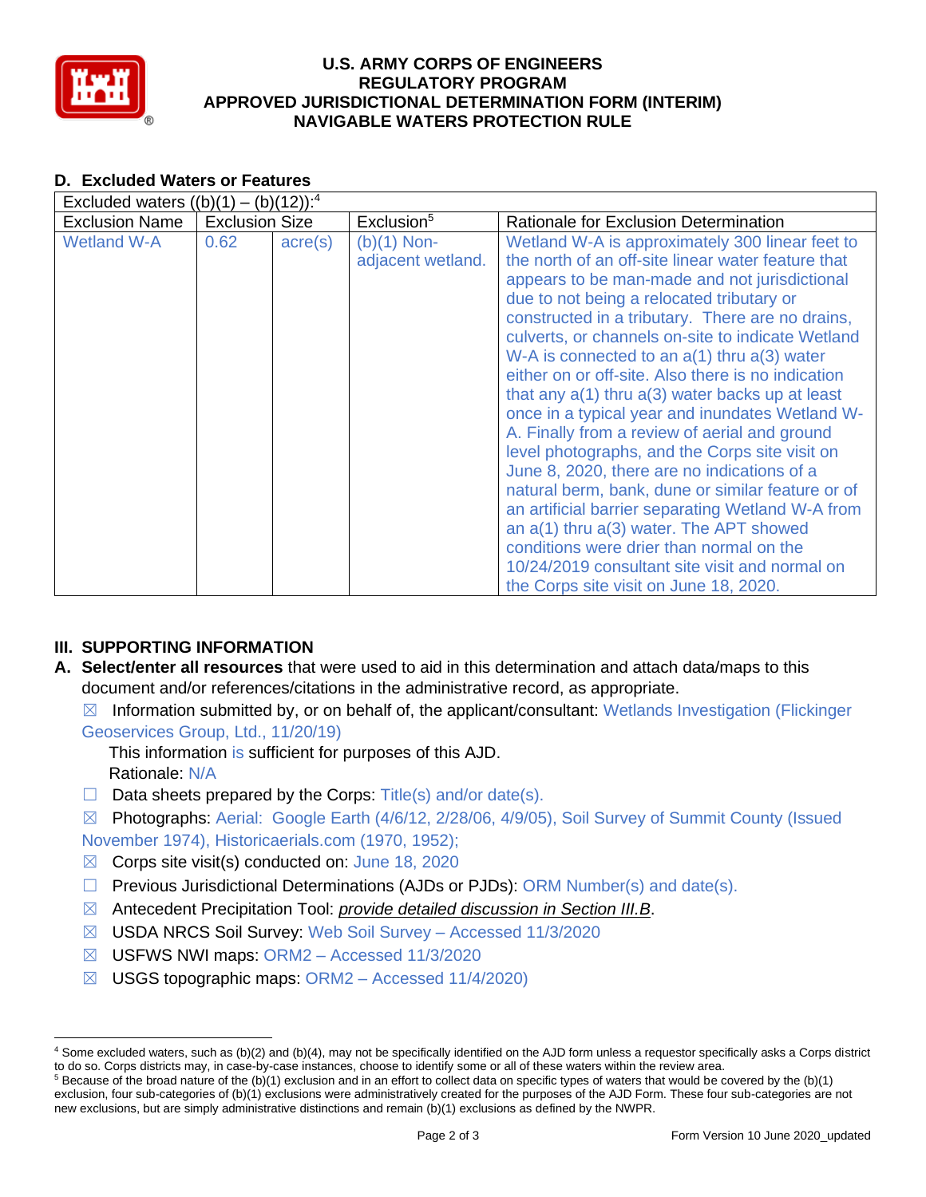# U.S. ARMY CORPS OF ENGINEERS
# REGULATORY PROGRAM
# APPROVED JURISDICTIONAL DETERMINATION FORM (INTERIM)
# NAVIGABLE WATERS PROTECTION RULE

## D. Excluded Waters or Features

| Excluded waters ((b)(1) – (b)(12)):[4] | | | | |
|---|---|---|---|---|
| Exclusion Name | Exclusion Size | | Exclusion[5] | Rationale for Exclusion Determination |
| Wetland W-A | 0.62 | acre(s) | (b)(1) Non-adjacent wetland. | Wetland W-A is approximately 300 linear feet to the north of an off-site linear water feature that appears to be man-made and not jurisdictional due to not being a relocated tributary or constructed in a tributary. There are no drains, culverts, or channels on-site to indicate Wetland W-A is connected to an a(1) thru a(3) water either on or off-site. Also there is no indication that any a(1) thru a(3) water backs up at least once in a typical year and inundates Wetland W-A. Finally from a review of aerial and ground level photographs, and the Corps site visit on June 8, 2020, there are no indications of a natural berm, bank, dune or similar feature or of an artificial barrier separating Wetland W-A from an a(1) thru a(3) water. The APT showed conditions were drier than normal on the 10/24/2019 consultant site visit and normal on the Corps site visit on June 18, 2020. |

## III. SUPPORTING INFORMATION

**A. Select/enter all resources** that were used to aid in this determination and attach data/maps to this document and/or references/citations in the administrative record, as appropriate.

☒ Information submitted by, or on behalf of, the applicant/consultant: Wetlands Investigation (Flickinger Geoservices Group, Ltd., 11/20/19)

This information is sufficient for purposes of this AJD.
Rationale: N/A

☐ Data sheets prepared by the Corps: Title(s) and/or date(s).

☒ Photographs: Aerial: Google Earth (4/6/12, 2/28/06, 4/9/05), Soil Survey of Summit County (Issued November 1974), Historicaerials.com (1970, 1952);

☒ Corps site visit(s) conducted on: June 18, 2020

☐ Previous Jurisdictional Determinations (AJDs or PJDs): ORM Number(s) and date(s).

☒ Antecedent Precipitation Tool: *provide detailed discussion in Section III.B*.

☒ USDA NRCS Soil Survey: Web Soil Survey – Accessed 11/3/2020

☒ USFWS NWI maps: ORM2 – Accessed 11/3/2020

☒ USGS topographic maps: ORM2 – Accessed 11/4/2020)

---

[4] Some excluded waters, such as (b)(2) and (b)(4), may not be specifically identified on the AJD form unless a requestor specifically asks a Corps district to do so. Corps districts may, in case-by-case instances, choose to identify some or all of these waters within the review area.

[5] Because of the broad nature of the (b)(1) exclusion and in an effort to collect data on specific types of waters that would be covered by the (b)(1) exclusion, four sub-categories of (b)(1) exclusions were administratively created for the purposes of the AJD Form. These four sub-categories are not new exclusions, but are simply administrative distinctions and remain (b)(1) exclusions as defined by the NWPR.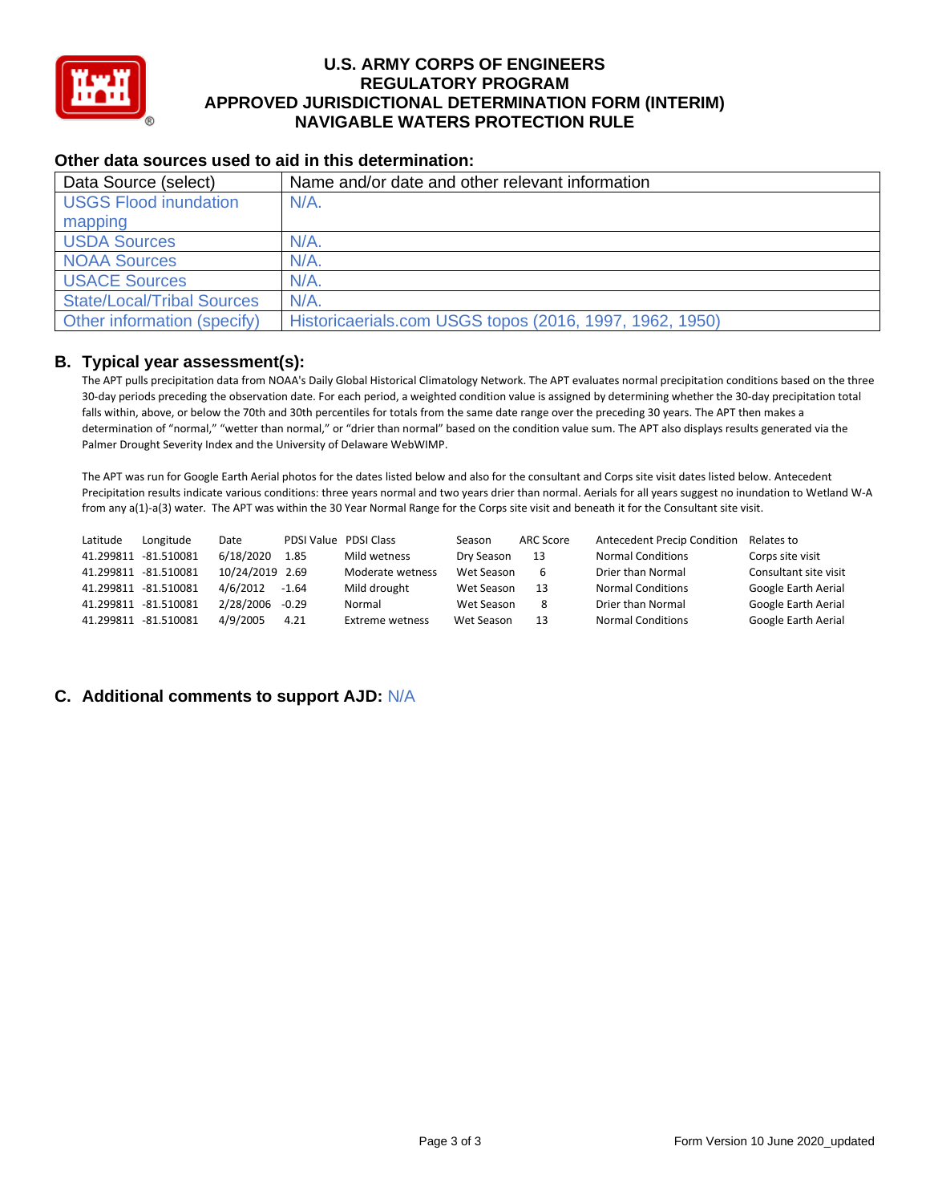# U.S. ARMY CORPS OF ENGINEERS
# REGULATORY PROGRAM
# APPROVED JURISDICTIONAL DETERMINATION FORM (INTERIM)
# NAVIGABLE WATERS PROTECTION RULE

## Other data sources used to aid in this determination:

| Data Source (select) | Name and/or date and other relevant information |
|---|---|
| USGS Flood inundation mapping | N/A. |
| USDA Sources | N/A. |
| NOAA Sources | N/A. |
| USACE Sources | N/A. |
| State/Local/Tribal Sources | N/A. |
| Other information (specify) | Historicaerials.com USGS topos (2016, 1997, 1962, 1950) |

## B. Typical year assessment(s):

The APT pulls precipitation data from NOAA's Daily Global Historical Climatology Network. The APT evaluates normal precipitation conditions based on the three 30-day periods preceding the observation date. For each period, a weighted condition value is assigned by determining whether the 30-day precipitation total falls within, above, or below the 70th and 30th percentiles for totals from the same date range over the preceding 30 years. The APT then makes a determination of "normal," "wetter than normal," or "drier than normal" based on the condition value sum. The APT also displays results generated via the Palmer Drought Severity Index and the University of Delaware WebWIMP.

The APT was run for Google Earth Aerial photos for the dates listed below and also for the consultant and Corps site visit dates listed below. Antecedent Precipitation results indicate various conditions: three years normal and two years drier than normal. Aerials for all years suggest no inundation to Wetland W-A from any a(1)-a(3) water. The APT was within the 30 Year Normal Range for the Corps site visit and beneath it for the Consultant site visit.

| Latitude | Longitude | Date | PDSI Value | PDSI Class | Season | ARC Score | Antecedent Precip Condition | Relates to |
|---|---|---|---|---|---|---|---|---|
| 41.299811 | -81.510081 | 6/18/2020 | 1.85 | Mild wetness | Dry Season | 13 | Normal Conditions | Corps site visit |
| 41.299811 | -81.510081 | 10/24/2019 | 2.69 | Moderate wetness | Wet Season | 6 | Drier than Normal | Consultant site visit |
| 41.299811 | -81.510081 | 4/6/2012 | -1.64 | Mild drought | Wet Season | 13 | Normal Conditions | Google Earth Aerial |
| 41.299811 | -81.510081 | 2/28/2006 | -0.29 | Normal | Wet Season | 8 | Drier than Normal | Google Earth Aerial |
| 41.299811 | -81.510081 | 4/9/2005 | 4.21 | Extreme wetness | Wet Season | 13 | Normal Conditions | Google Earth Aerial |

## C. Additional comments to support AJD: N/A